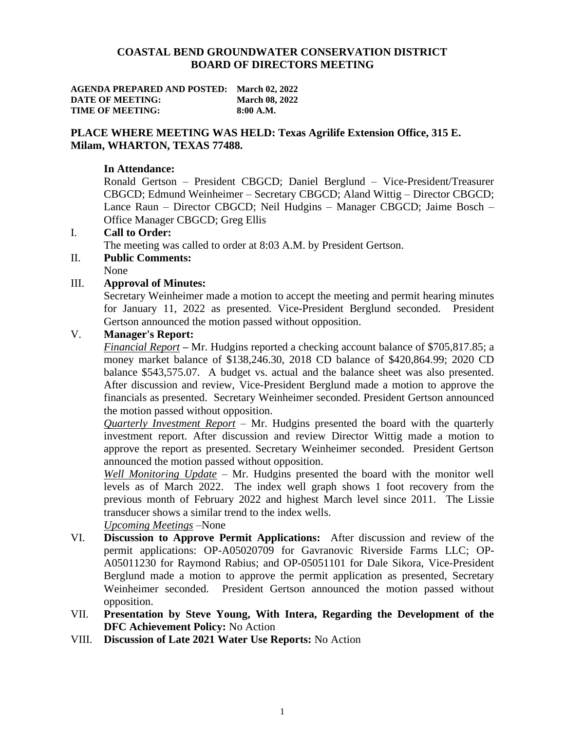# COASTAL BEND GROUNDWATER CONSERVATION DISTRICT
## BOARD OF DIRECTORS MEETING

**AGENDA PREPARED AND POSTED:** **March 02, 2022**
**DATE OF MEETING:** **March 08, 2022**
**TIME OF MEETING:** **8:00 A.M.**

**PLACE WHERE MEETING WAS HELD: Texas Agrilife Extension Office, 315 E. Milam, WHARTON, TEXAS 77488.**

**In Attendance:**
Ronald Gertson – President CBGCD; Daniel Berglund – Vice-President/Treasurer CBGCD; Edmund Weinheimer – Secretary CBGCD; Aland Wittig – Director CBGCD; Lance Raun – Director CBGCD; Neil Hudgins – Manager CBGCD; Jaime Bosch – Office Manager CBGCD; Greg Ellis

I. **Call to Order:**
The meeting was called to order at 8:03 A.M. by President Gertson.

II. **Public Comments:**
None

III. **Approval of Minutes:**
Secretary Weinheimer made a motion to accept the meeting and permit hearing minutes for January 11, 2022 as presented. Vice-President Berglund seconded. President Gertson announced the motion passed without opposition.

V. **Manager's Report:**
*Financial Report* – Mr. Hudgins reported a checking account balance of $705,817.85; a money market balance of $138,246.30, 2018 CD balance of $420,864.99; 2020 CD balance $543,575.07. A budget vs. actual and the balance sheet was also presented. After discussion and review, Vice-President Berglund made a motion to approve the financials as presented. Secretary Weinheimer seconded. President Gertson announced the motion passed without opposition.
*Quarterly Investment Report* – Mr. Hudgins presented the board with the quarterly investment report. After discussion and review Director Wittig made a motion to approve the report as presented. Secretary Weinheimer seconded. President Gertson announced the motion passed without opposition.
*Well Monitoring Update* – Mr. Hudgins presented the board with the monitor well levels as of March 2022. The index well graph shows 1 foot recovery from the previous month of February 2022 and highest March level since 2011. The Lissie transducer shows a similar trend to the index wells.
*Upcoming Meetings* –None

VI. **Discussion to Approve Permit Applications:** After discussion and review of the permit applications: OP-A05020709 for Gavranovic Riverside Farms LLC; OP-A05011230 for Raymond Rabius; and OP-05051101 for Dale Sikora, Vice-President Berglund made a motion to approve the permit application as presented, Secretary Weinheimer seconded. President Gertson announced the motion passed without opposition.

VII. **Presentation by Steve Young, With Intera, Regarding the Development of the DFC Achievement Policy:** No Action

VIII. **Discussion of Late 2021 Water Use Reports:** No Action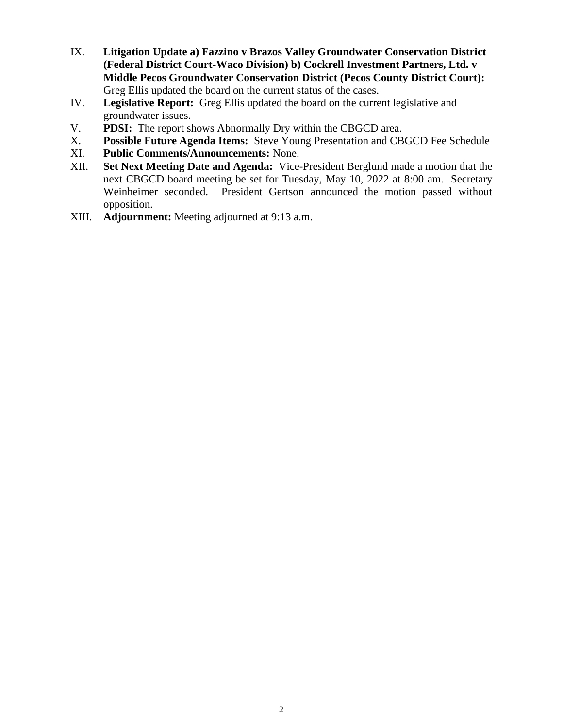IX. **Litigation Update a) Fazzino v Brazos Valley Groundwater Conservation District (Federal District Court-Waco Division) b) Cockrell Investment Partners, Ltd. v Middle Pecos Groundwater Conservation District (Pecos County District Court):** Greg Ellis updated the board on the current status of the cases.

IV. **Legislative Report:** Greg Ellis updated the board on the current legislative and groundwater issues.

V. **PDSI:** The report shows Abnormally Dry within the CBGCD area.

X. **Possible Future Agenda Items:** Steve Young Presentation and CBGCD Fee Schedule

XI. **Public Comments/Announcements:** None.

XII. **Set Next Meeting Date and Agenda:** Vice-President Berglund made a motion that the next CBGCD board meeting be set for Tuesday, May 10, 2022 at 8:00 am. Secretary Weinheimer seconded. President Gertson announced the motion passed without opposition.

XIII. **Adjournment:** Meeting adjourned at 9:13 a.m.